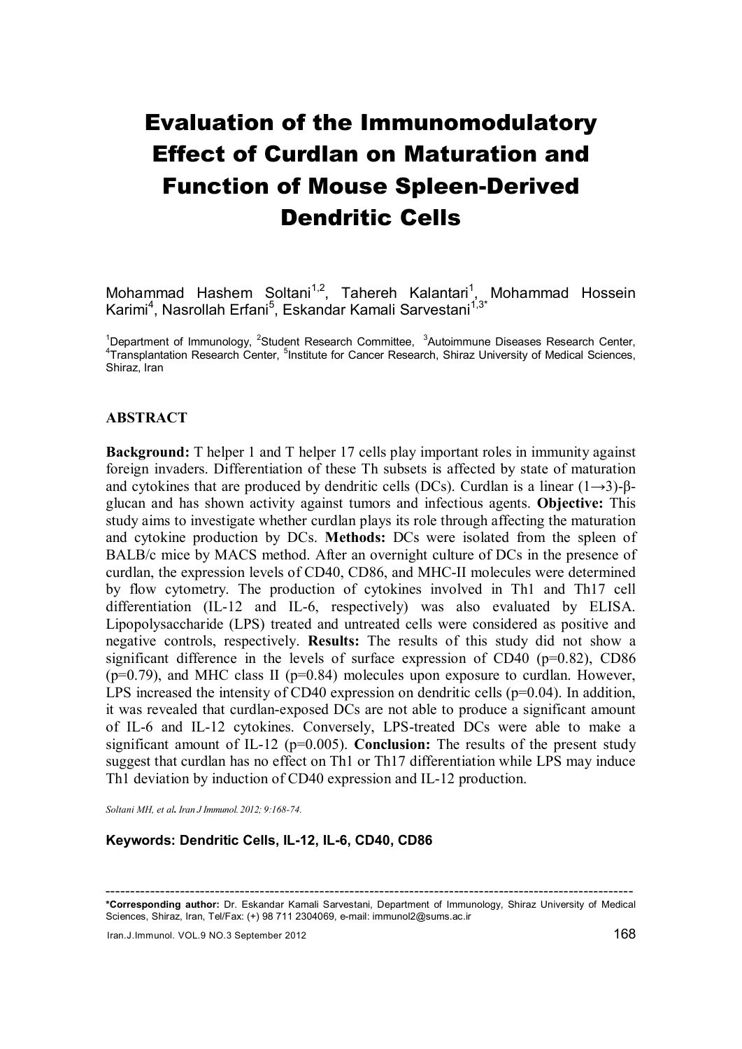# Evaluation of the Immunomodulatory Effect of Curdlan on Maturation and Function of Mouse Spleen-Derived Dendritic Cells

Mohammad Hashem Soltani[1,2], Tahereh Kalantari[1], Mohammad Hossein Karimi[4], Nasrollah Erfani[5], Eskandar Kamali Sarvestani[1,3*]

[1]Department of Immunology, [2]Student Research Committee, [3]Autoimmune Diseases Research Center, [4]Transplantation Research Center, [5]Institute for Cancer Research, Shiraz University of Medical Sciences, Shiraz, Iran

## ABSTRACT

**Background:** T helper 1 and T helper 17 cells play important roles in immunity against foreign invaders. Differentiation of these Th subsets is affected by state of maturation and cytokines that are produced by dendritic cells (DCs). Curdlan is a linear (1→3)-β-glucan and has shown activity against tumors and infectious agents. **Objective:** This study aims to investigate whether curdlan plays its role through affecting the maturation and cytokine production by DCs. **Methods:** DCs were isolated from the spleen of BALB/c mice by MACS method. After an overnight culture of DCs in the presence of curdlan, the expression levels of CD40, CD86, and MHC-II molecules were determined by flow cytometry. The production of cytokines involved in Th1 and Th17 cell differentiation (IL-12 and IL-6, respectively) was also evaluated by ELISA. Lipopolysaccharide (LPS) treated and untreated cells were considered as positive and negative controls, respectively. **Results:** The results of this study did not show a significant difference in the levels of surface expression of CD40 ($p=0.82$), CD86 ($p=0.79$), and MHC class II ($p=0.84$) molecules upon exposure to curdlan. However, LPS increased the intensity of CD40 expression on dendritic cells ($p=0.04$). In addition, it was revealed that curdlan-exposed DCs are not able to produce a significant amount of IL-6 and IL-12 cytokines. Conversely, LPS-treated DCs were able to make a significant amount of IL-12 ($p=0.005$). **Conclusion:** The results of the present study suggest that curdlan has no effect on Th1 or Th17 differentiation while LPS may induce Th1 deviation by induction of CD40 expression and IL-12 production.

*Soltani MH, et al. Iran J Immunol. 2012; 9:168-74.*

**Keywords: Dendritic Cells, IL-12, IL-6, CD40, CD86**

---

**\*Corresponding author:** Dr. Eskandar Kamali Sarvestani, Department of Immunology, Shiraz University of Medical Sciences, Shiraz, Iran, Tel/Fax: (+) 98 711 2304069, e-mail: immunol2@sums.ac.ir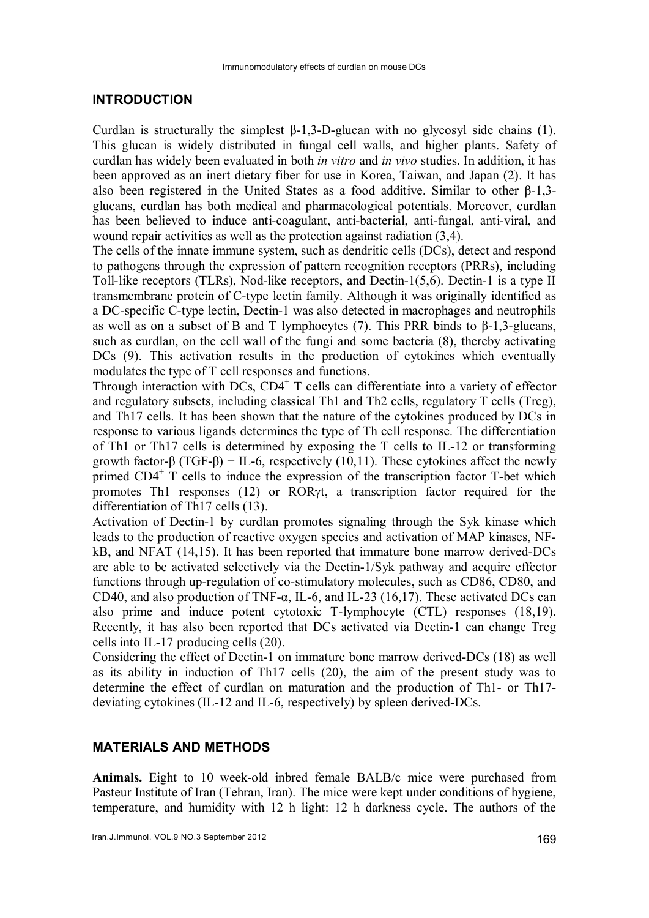## INTRODUCTION

Curdlan is structurally the simplest β-1,3-D-glucan with no glycosyl side chains (1). This glucan is widely distributed in fungal cell walls, and higher plants. Safety of curdlan has widely been evaluated in both *in vitro* and *in vivo* studies. In addition, it has been approved as an inert dietary fiber for use in Korea, Taiwan, and Japan (2). It has also been registered in the United States as a food additive. Similar to other β-1,3-glucans, curdlan has both medical and pharmacological potentials. Moreover, curdlan has been believed to induce anti-coagulant, anti-bacterial, anti-fungal, anti-viral, and wound repair activities as well as the protection against radiation (3,4).

The cells of the innate immune system, such as dendritic cells (DCs), detect and respond to pathogens through the expression of pattern recognition receptors (PRRs), including Toll-like receptors (TLRs), Nod-like receptors, and Dectin-1(5,6). Dectin-1 is a type II transmembrane protein of C-type lectin family. Although it was originally identified as a DC-specific C-type lectin, Dectin-1 was also detected in macrophages and neutrophils as well as on a subset of B and T lymphocytes (7). This PRR binds to β-1,3-glucans, such as curdlan, on the cell wall of the fungi and some bacteria (8), thereby activating DCs (9). This activation results in the production of cytokines which eventually modulates the type of T cell responses and functions.

Through interaction with DCs, $CD4^+$ T cells can differentiate into a variety of effector and regulatory subsets, including classical Th1 and Th2 cells, regulatory T cells (Treg), and Th17 cells. It has been shown that the nature of the cytokines produced by DCs in response to various ligands determines the type of Th cell response. The differentiation of Th1 or Th17 cells is determined by exposing the T cells to IL-12 or transforming growth factor-β (TGF-β) + IL-6, respectively (10,11). These cytokines affect the newly primed $CD4^+$ T cells to induce the expression of the transcription factor T-bet which promotes Th1 responses (12) or RORγt, a transcription factor required for the differentiation of Th17 cells (13).

Activation of Dectin-1 by curdlan promotes signaling through the Syk kinase which leads to the production of reactive oxygen species and activation of MAP kinases, NF-kB, and NFAT (14,15). It has been reported that immature bone marrow derived-DCs are able to be activated selectively via the Dectin-1/Syk pathway and acquire effector functions through up-regulation of co-stimulatory molecules, such as CD86, CD80, and CD40, and also production of TNF-α, IL-6, and IL-23 (16,17). These activated DCs can also prime and induce potent cytotoxic T-lymphocyte (CTL) responses (18,19). Recently, it has also been reported that DCs activated via Dectin-1 can change Treg cells into IL-17 producing cells (20).

Considering the effect of Dectin-1 on immature bone marrow derived-DCs (18) as well as its ability in induction of Th17 cells (20), the aim of the present study was to determine the effect of curdlan on maturation and the production of Th1- or Th17-deviating cytokines (IL-12 and IL-6, respectively) by spleen derived-DCs.

## MATERIALS AND METHODS

**Animals.** Eight to 10 week-old inbred female BALB/c mice were purchased from Pasteur Institute of Iran (Tehran, Iran). The mice were kept under conditions of hygiene, temperature, and humidity with 12 h light: 12 h darkness cycle. The authors of the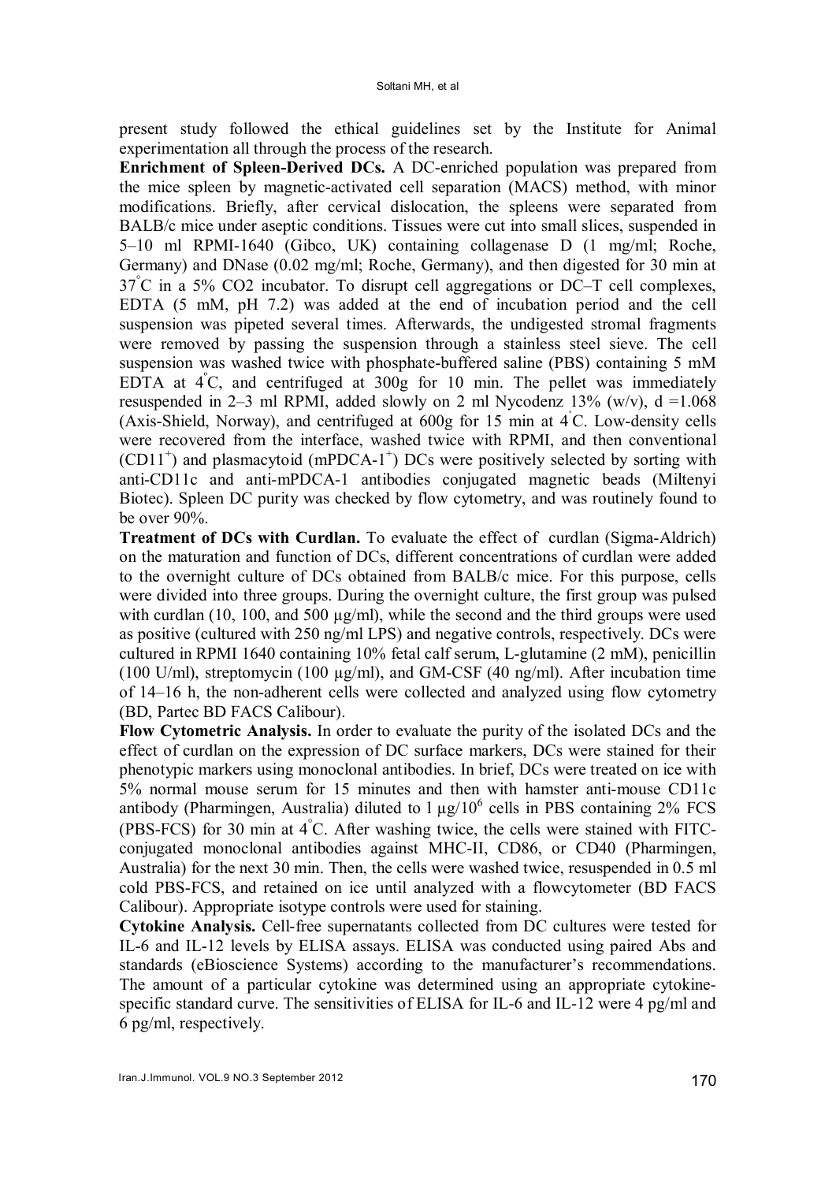present study followed the ethical guidelines set by the Institute for Animal experimentation all through the process of the research.

**Enrichment of Spleen-Derived DCs.** A DC-enriched population was prepared from the mice spleen by magnetic-activated cell separation (MACS) method, with minor modifications. Briefly, after cervical dislocation, the spleens were separated from BALB/c mice under aseptic conditions. Tissues were cut into small slices, suspended in 5–10 ml RPMI-1640 (Gibco, UK) containing collagenase D (1 mg/ml; Roche, Germany) and DNase (0.02 mg/ml; Roche, Germany), and then digested for 30 min at 37°C in a 5% CO2 incubator. To disrupt cell aggregations or DC–T cell complexes, EDTA (5 mM, pH 7.2) was added at the end of incubation period and the cell suspension was pipeted several times. Afterwards, the undigested stromal fragments were removed by passing the suspension through a stainless steel sieve. The cell suspension was washed twice with phosphate-buffered saline (PBS) containing 5 mM EDTA at 4°C, and centrifuged at 300g for 10 min. The pellet was immediately resuspended in 2–3 ml RPMI, added slowly on 2 ml Nycodenz 13% (w/v), d =1.068 (Axis-Shield, Norway), and centrifuged at 600g for 15 min at 4°C. Low-density cells were recovered from the interface, washed twice with RPMI, and then conventional ($CD11^+$) and plasmacytoid ($mPDCA\text{-}1^+$) DCs were positively selected by sorting with anti-CD11c and anti-mPDCA-1 antibodies conjugated magnetic beads (Miltenyi Biotec). Spleen DC purity was checked by flow cytometry, and was routinely found to be over 90%.

**Treatment of DCs with Curdlan.** To evaluate the effect of curdlan (Sigma-Aldrich) on the maturation and function of DCs, different concentrations of curdlan were added to the overnight culture of DCs obtained from BALB/c mice. For this purpose, cells were divided into three groups. During the overnight culture, the first group was pulsed with curdlan (10, 100, and 500 µg/ml), while the second and the third groups were used as positive (cultured with 250 ng/ml LPS) and negative controls, respectively. DCs were cultured in RPMI 1640 containing 10% fetal calf serum, L-glutamine (2 mM), penicillin (100 U/ml), streptomycin (100 µg/ml), and GM-CSF (40 ng/ml). After incubation time of 14–16 h, the non-adherent cells were collected and analyzed using flow cytometry (BD, Partec BD FACS Calibour).

**Flow Cytometric Analysis.** In order to evaluate the purity of the isolated DCs and the effect of curdlan on the expression of DC surface markers, DCs were stained for their phenotypic markers using monoclonal antibodies. In brief, DCs were treated on ice with 5% normal mouse serum for 15 minutes and then with hamster anti-mouse CD11c antibody (Pharmingen, Australia) diluted to 1 µg/$10^6$ cells in PBS containing 2% FCS (PBS-FCS) for 30 min at 4°C. After washing twice, the cells were stained with FITC-conjugated monoclonal antibodies against MHC-II, CD86, or CD40 (Pharmingen, Australia) for the next 30 min. Then, the cells were washed twice, resuspended in 0.5 ml cold PBS-FCS, and retained on ice until analyzed with a flowcytometer (BD FACS Calibour). Appropriate isotype controls were used for staining.

**Cytokine Analysis.** Cell-free supernatants collected from DC cultures were tested for IL-6 and IL-12 levels by ELISA assays. ELISA was conducted using paired Abs and standards (eBioscience Systems) according to the manufacturer's recommendations. The amount of a particular cytokine was determined using an appropriate cytokine-specific standard curve. The sensitivities of ELISA for IL-6 and IL-12 were 4 pg/ml and 6 pg/ml, respectively.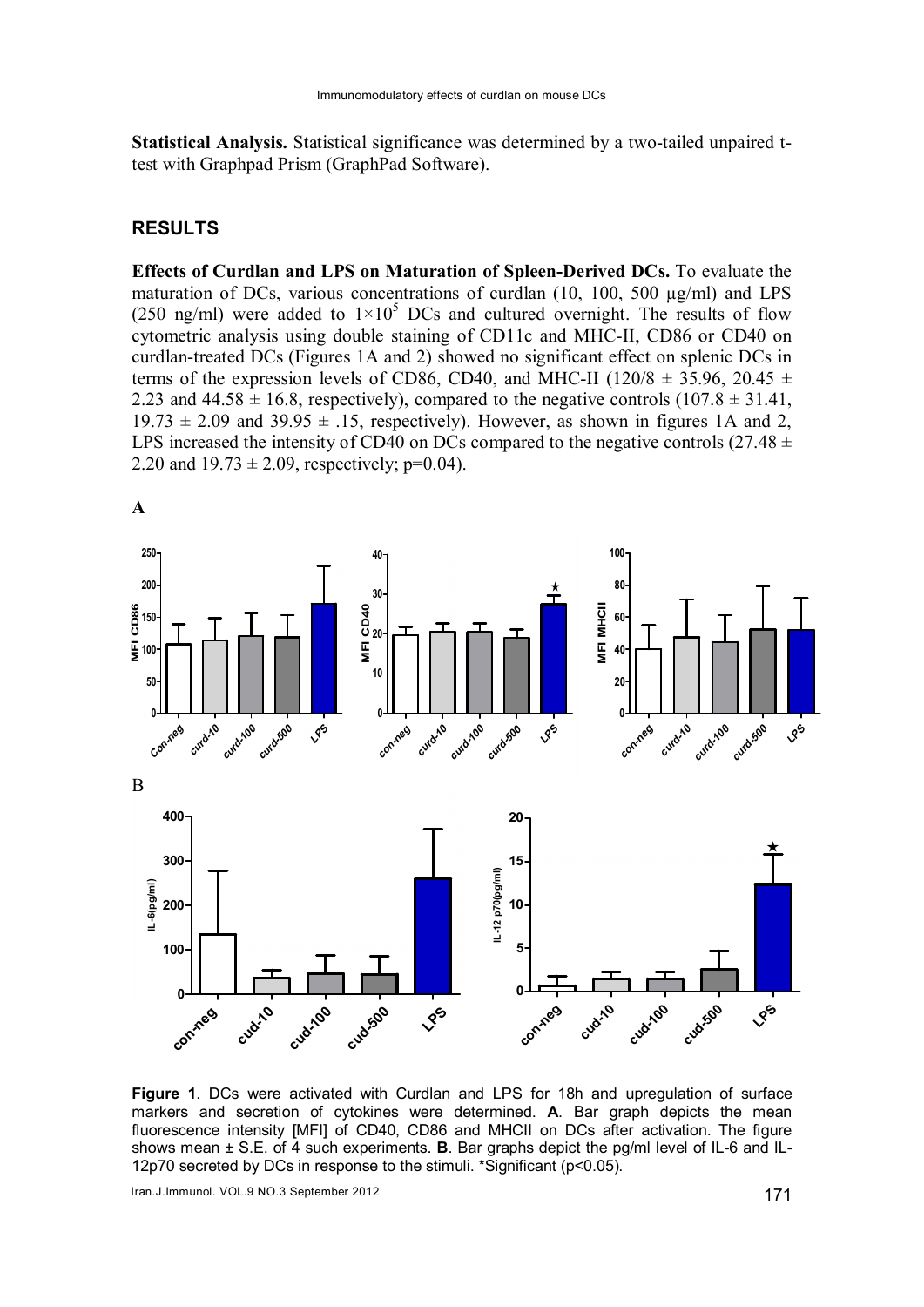**Statistical Analysis.** Statistical significance was determined by a two-tailed unpaired t-test with Graphpad Prism (GraphPad Software).

## RESULTS

**Effects of Curdlan and LPS on Maturation of Spleen-Derived DCs.** To evaluate the maturation of DCs, various concentrations of curdlan (10, 100, 500 µg/ml) and LPS (250 ng/ml) were added to $1\times10^5$ DCs and cultured overnight. The results of flow cytometric analysis using double staining of CD11c and MHC-II, CD86 or CD40 on curdlan-treated DCs (Figures 1A and 2) showed no significant effect on splenic DCs in terms of the expression levels of CD86, CD40, and MHC-II (120/8 ± 35.96, 20.45 ± 2.23 and 44.58 ± 16.8, respectively), compared to the negative controls (107.8 ± 31.41, 19.73 ± 2.09 and 39.95 ± .15, respectively). However, as shown in figures 1A and 2, LPS increased the intensity of CD40 on DCs compared to the negative controls (27.48 ± 2.20 and 19.73 ± 2.09, respectively; p=0.04).

A

MFI CD86
250
200
150
100
50
0
Con-neg curd-10 curd-100 curd-500 LPS

MFI CD40
40
30
20
10
0
★
con-neg curd-10 curd-100 curd-500 LPS

MFI MHCII
100
80
60
40
20
0
con-neg curd-10 curd-100 curd-500 LPS

B

IL-6(pg/ml)
400
300
200
100
0
con-neg cud-10 cud-100 cud-500 LPS

IL-12 p70(pg/ml)
20
15
10
5
0
★
con-neg cud-10 cud-100 cud-500 LPS

**Figure 1**. DCs were activated with Curdlan and LPS for 18h and upregulation of surface markers and secretion of cytokines were determined. **A**. Bar graph depicts the mean fluorescence intensity [MFI] of CD40, CD86 and MHCII on DCs after activation. The figure shows mean ± S.E. of 4 such experiments. **B**. Bar graphs depict the pg/ml level of IL-6 and IL-12p70 secreted by DCs in response to the stimuli. *Significant (p<0.05).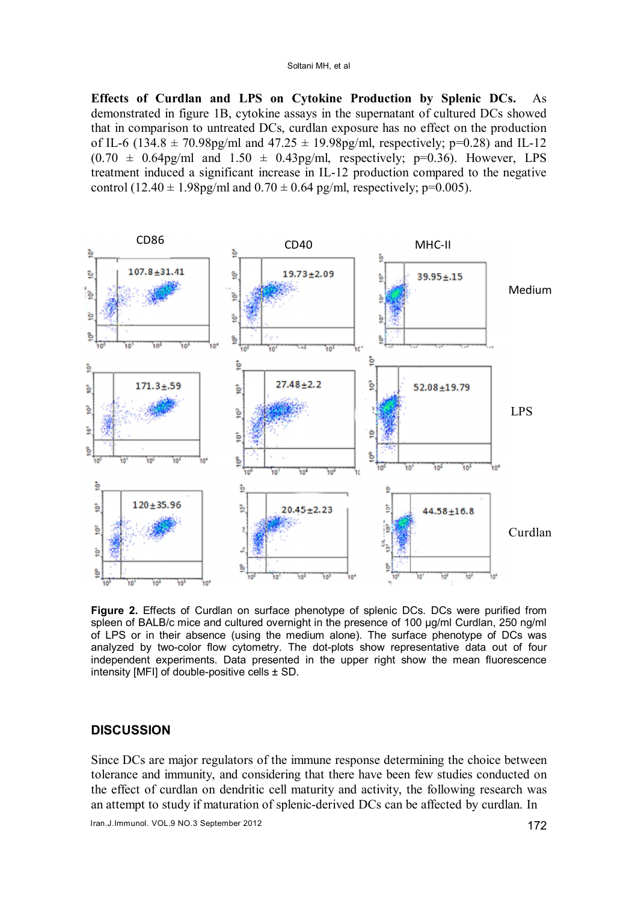**Effects of Curdlan and LPS on Cytokine Production by Splenic DCs.** As demonstrated in figure 1B, cytokine assays in the supernatant of cultured DCs showed that in comparison to untreated DCs, curdlan exposure has no effect on the production of IL-6 (134.8 ± 70.98pg/ml and 47.25 ± 19.98pg/ml, respectively; p=0.28) and IL-12 (0.70 ± 0.64pg/ml and 1.50 ± 0.43pg/ml, respectively; p=0.36). However, LPS treatment induced a significant increase in IL-12 production compared to the negative control (12.40 ± 1.98pg/ml and 0.70 ± 0.64 pg/ml, respectively; p=0.005).

CD86
CD40
MHC-II

Medium
107.8±31.41
19.73±2.09
39.95±.15

LPS
171.3±.59
27.48±2.2
52.08±19.79

Curdlan
120±35.96
20.45±2.23
44.58±16.8

**Figure 2.** Effects of Curdlan on surface phenotype of splenic DCs. DCs were purified from spleen of BALB/c mice and cultured overnight in the presence of 100 µg/ml Curdlan, 250 ng/ml of LPS or in their absence (using the medium alone). The surface phenotype of DCs was analyzed by two-color flow cytometry. The dot-plots show representative data out of four independent experiments. Data presented in the upper right show the mean fluorescence intensity [MFI] of double-positive cells ± SD.

## DISCUSSION

Since DCs are major regulators of the immune response determining the choice between tolerance and immunity, and considering that there have been few studies conducted on the effect of curdlan on dendritic cell maturity and activity, the following research was an attempt to study if maturation of splenic-derived DCs can be affected by curdlan. In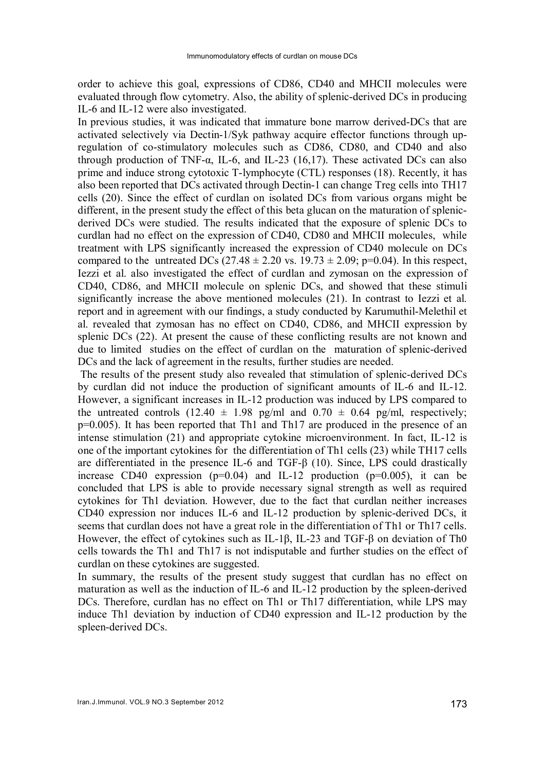order to achieve this goal, expressions of CD86, CD40 and MHCII molecules were evaluated through flow cytometry. Also, the ability of splenic-derived DCs in producing IL-6 and IL-12 were also investigated.

In previous studies, it was indicated that immature bone marrow derived-DCs that are activated selectively via Dectin-1/Syk pathway acquire effector functions through up-regulation of co-stimulatory molecules such as CD86, CD80, and CD40 and also through production of TNF-α, IL-6, and IL-23 (16,17). These activated DCs can also prime and induce strong cytotoxic T-lymphocyte (CTL) responses (18). Recently, it has also been reported that DCs activated through Dectin-1 can change Treg cells into TH17 cells (20). Since the effect of curdlan on isolated DCs from various organs might be different, in the present study the effect of this beta glucan on the maturation of splenic-derived DCs were studied. The results indicated that the exposure of splenic DCs to curdlan had no effect on the expression of CD40, CD80 and MHCII molecules, while treatment with LPS significantly increased the expression of CD40 molecule on DCs compared to the untreated DCs ($27.48 \pm 2.20$ vs. $19.73 \pm 2.09$; $p=0.04$). In this respect, Iezzi et al. also investigated the effect of curdlan and zymosan on the expression of CD40, CD86, and MHCII molecule on splenic DCs, and showed that these stimuli significantly increase the above mentioned molecules (21). In contrast to Iezzi et al. report and in agreement with our findings, a study conducted by Karumuthil-Melethil et al. revealed that zymosan has no effect on CD40, CD86, and MHCII expression by splenic DCs (22). At present the cause of these conflicting results are not known and due to limited studies on the effect of curdlan on the maturation of splenic-derived DCs and the lack of agreement in the results, further studies are needed.

The results of the present study also revealed that stimulation of splenic-derived DCs by curdlan did not induce the production of significant amounts of IL-6 and IL-12. However, a significant increases in IL-12 production was induced by LPS compared to the untreated controls ($12.40 \pm 1.98$ pg/ml and $0.70 \pm 0.64$ pg/ml, respectively; $p=0.005$). It has been reported that Th1 and Th17 are produced in the presence of an intense stimulation (21) and appropriate cytokine microenvironment. In fact, IL-12 is one of the important cytokines for the differentiation of Th1 cells (23) while TH17 cells are differentiated in the presence IL-6 and TGF-β (10). Since, LPS could drastically increase CD40 expression ($p=0.04$) and IL-12 production ($p=0.005$), it can be concluded that LPS is able to provide necessary signal strength as well as required cytokines for Th1 deviation. However, due to the fact that curdlan neither increases CD40 expression nor induces IL-6 and IL-12 production by splenic-derived DCs, it seems that curdlan does not have a great role in the differentiation of Th1 or Th17 cells. However, the effect of cytokines such as IL-1β, IL-23 and TGF-β on deviation of Th0 cells towards the Th1 and Th17 is not indisputable and further studies on the effect of curdlan on these cytokines are suggested.

In summary, the results of the present study suggest that curdlan has no effect on maturation as well as the induction of IL-6 and IL-12 production by the spleen-derived DCs. Therefore, curdlan has no effect on Th1 or Th17 differentiation, while LPS may induce Th1 deviation by induction of CD40 expression and IL-12 production by the spleen-derived DCs.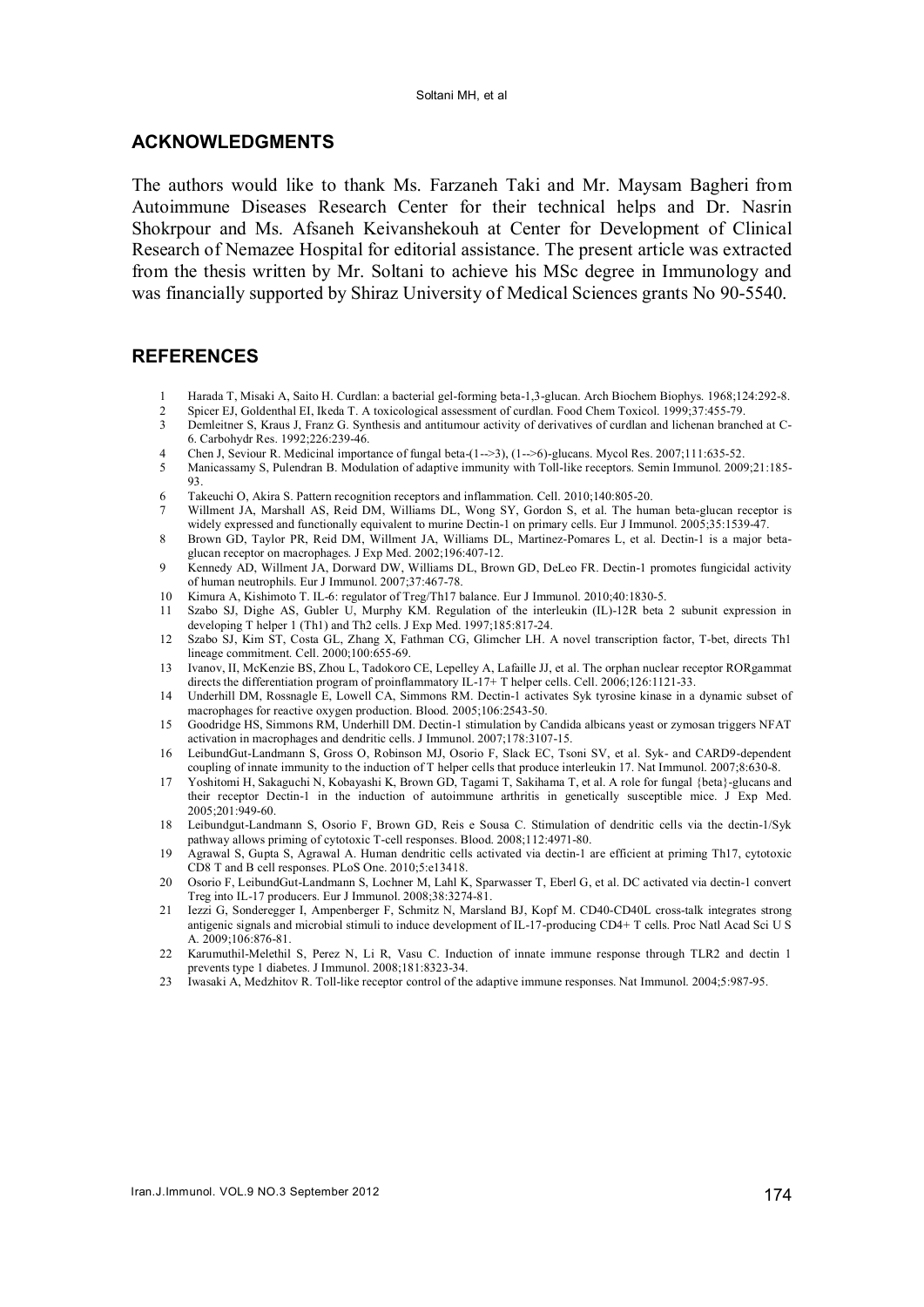## ACKNOWLEDGMENTS

The authors would like to thank Ms. Farzaneh Taki and Mr. Maysam Bagheri from Autoimmune Diseases Research Center for their technical helps and Dr. Nasrin Shokrpour and Ms. Afsaneh Keivanshekouh at Center for Development of Clinical Research of Nemazee Hospital for editorial assistance. The present article was extracted from the thesis written by Mr. Soltani to achieve his MSc degree in Immunology and was financially supported by Shiraz University of Medical Sciences grants No 90-5540.

## REFERENCES

1. Harada T, Misaki A, Saito H. Curdlan: a bacterial gel-forming beta-1,3-glucan. Arch Biochem Biophys. 1968;124:292-8.
2. Spicer EJ, Goldenthal EI, Ikeda T. A toxicological assessment of curdlan. Food Chem Toxicol. 1999;37:455-79.
3. Demleitner S, Kraus J, Franz G. Synthesis and antitumour activity of derivatives of curdlan and lichenan branched at C-6. Carbohydr Res. 1992;226:239-46.
4. Chen J, Seviour R. Medicinal importance of fungal beta-(1-->3), (1-->6)-glucans. Mycol Res. 2007;111:635-52.
5. Manicassamy S, Pulendran B. Modulation of adaptive immunity with Toll-like receptors. Semin Immunol. 2009;21:185-93.
6. Takeuchi O, Akira S. Pattern recognition receptors and inflammation. Cell. 2010;140:805-20.
7. Willment JA, Marshall AS, Reid DM, Williams DL, Wong SY, Gordon S, et al. The human beta-glucan receptor is widely expressed and functionally equivalent to murine Dectin-1 on primary cells. Eur J Immunol. 2005;35:1539-47.
8. Brown GD, Taylor PR, Reid DM, Willment JA, Williams DL, Martinez-Pomares L, et al. Dectin-1 is a major beta-glucan receptor on macrophages. J Exp Med. 2002;196:407-12.
9. Kennedy AD, Willment JA, Dorward DW, Williams DL, Brown GD, DeLeo FR. Dectin-1 promotes fungicidal activity of human neutrophils. Eur J Immunol. 2007;37:467-78.
10. Kimura A, Kishimoto T. IL-6: regulator of Treg/Th17 balance. Eur J Immunol. 2010;40:1830-5.
11. Szabo SJ, Dighe AS, Gubler U, Murphy KM. Regulation of the interleukin (IL)-12R beta 2 subunit expression in developing T helper 1 (Th1) and Th2 cells. J Exp Med. 1997;185:817-24.
12. Szabo SJ, Kim ST, Costa GL, Zhang X, Fathman CG, Glimcher LH. A novel transcription factor, T-bet, directs Th1 lineage commitment. Cell. 2000;100:655-69.
13. Ivanov, II, McKenzie BS, Zhou L, Tadokoro CE, Lepelley A, Lafaille JJ, et al. The orphan nuclear receptor RORgammat directs the differentiation program of proinflammatory IL-17+ T helper cells. Cell. 2006;126:1121-33.
14. Underhill DM, Rossnagle E, Lowell CA, Simmons RM. Dectin-1 activates Syk tyrosine kinase in a dynamic subset of macrophages for reactive oxygen production. Blood. 2005;106:2543-50.
15. Goodridge HS, Simmons RM, Underhill DM. Dectin-1 stimulation by Candida albicans yeast or zymosan triggers NFAT activation in macrophages and dendritic cells. J Immunol. 2007;178:3107-15.
16. LeibundGut-Landmann S, Gross O, Robinson MJ, Osorio F, Slack EC, Tsoni SV, et al. Syk- and CARD9-dependent coupling of innate immunity to the induction of T helper cells that produce interleukin 17. Nat Immunol. 2007;8:630-8.
17. Yoshitomi H, Sakaguchi N, Kobayashi K, Brown GD, Tagami T, Sakihama T, et al. A role for fungal {beta}-glucans and their receptor Dectin-1 in the induction of autoimmune arthritis in genetically susceptible mice. J Exp Med. 2005;201:949-60.
18. Leibundgut-Landmann S, Osorio F, Brown GD, Reis e Sousa C. Stimulation of dendritic cells via the dectin-1/Syk pathway allows priming of cytotoxic T-cell responses. Blood. 2008;112:4971-80.
19. Agrawal S, Gupta S, Agrawal A. Human dendritic cells activated via dectin-1 are efficient at priming Th17, cytotoxic CD8 T and B cell responses. PLoS One. 2010;5:e13418.
20. Osorio F, LeibundGut-Landmann S, Lochner M, Lahl K, Sparwasser T, Eberl G, et al. DC activated via dectin-1 convert Treg into IL-17 producers. Eur J Immunol. 2008;38:3274-81.
21. Iezzi G, Sonderegger I, Ampenberger F, Schmitz N, Marsland BJ, Kopf M. CD40-CD40L cross-talk integrates strong antigenic signals and microbial stimuli to induce development of IL-17-producing CD4+ T cells. Proc Natl Acad Sci U S A. 2009;106:876-81.
22. Karumuthil-Melethil S, Perez N, Li R, Vasu C. Induction of innate immune response through TLR2 and dectin 1 prevents type 1 diabetes. J Immunol. 2008;181:8323-34.
23. Iwasaki A, Medzhitov R. Toll-like receptor control of the adaptive immune responses. Nat Immunol. 2004;5:987-95.